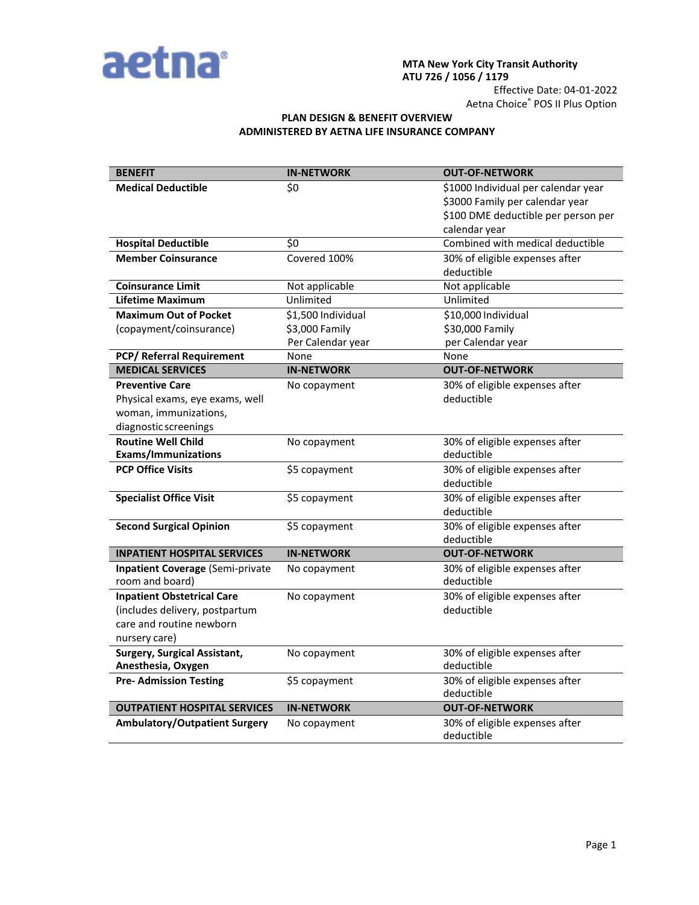aetna®

**MTA New York City Transit Authority**
**ATU 726 / 1056 / 1179**

Effective Date: 04-01-2022
Aetna Choice® POS II Plus Option

## PLAN DESIGN & BENEFIT OVERVIEW
## ADMINISTERED BY AETNA LIFE INSURANCE COMPANY

| BENEFIT | IN-NETWORK | OUT-OF-NETWORK |
|---|---|---|
| **Medical Deductible** | $0 | $1000 Individual per calendar year<br>$3000 Family per calendar year<br>$100 DME deductible per person per calendar year |
| **Hospital Deductible** | $0 | Combined with medical deductible |
| **Member Coinsurance** | Covered 100% | 30% of eligible expenses after deductible |
| **Coinsurance Limit** | Not applicable | Not applicable |
| **Lifetime Maximum** | Unlimited | Unlimited |
| **Maximum Out of Pocket** (copayment/coinsurance) | $1,500 Individual<br>$3,000 Family<br>Per Calendar year | $10,000 Individual<br>$30,000 Family<br>per Calendar year |
| **PCP/ Referral Requirement** | None | None |
| **MEDICAL SERVICES** | **IN-NETWORK** | **OUT-OF-NETWORK** |
| **Preventive Care**<br>Physical exams, eye exams, well woman, immunizations, diagnostic screenings | No copayment | 30% of eligible expenses after deductible |
| **Routine Well Child Exams/Immunizations** | No copayment | 30% of eligible expenses after deductible |
| **PCP Office Visits** | $5 copayment | 30% of eligible expenses after deductible |
| **Specialist Office Visit** | $5 copayment | 30% of eligible expenses after deductible |
| **Second Surgical Opinion** | $5 copayment | 30% of eligible expenses after deductible |
| **INPATIENT HOSPITAL SERVICES** | **IN-NETWORK** | **OUT-OF-NETWORK** |
| **Inpatient Coverage** (Semi-private room and board) | No copayment | 30% of eligible expenses after deductible |
| **Inpatient Obstetrical Care** (includes delivery, postpartum care and routine newborn nursery care) | No copayment | 30% of eligible expenses after deductible |
| **Surgery, Surgical Assistant, Anesthesia, Oxygen** | No copayment | 30% of eligible expenses after deductible |
| **Pre- Admission Testing** | $5 copayment | 30% of eligible expenses after deductible |
| **OUTPATIENT HOSPITAL SERVICES** | **IN-NETWORK** | **OUT-OF-NETWORK** |
| **Ambulatory/Outpatient Surgery** | No copayment | 30% of eligible expenses after deductible |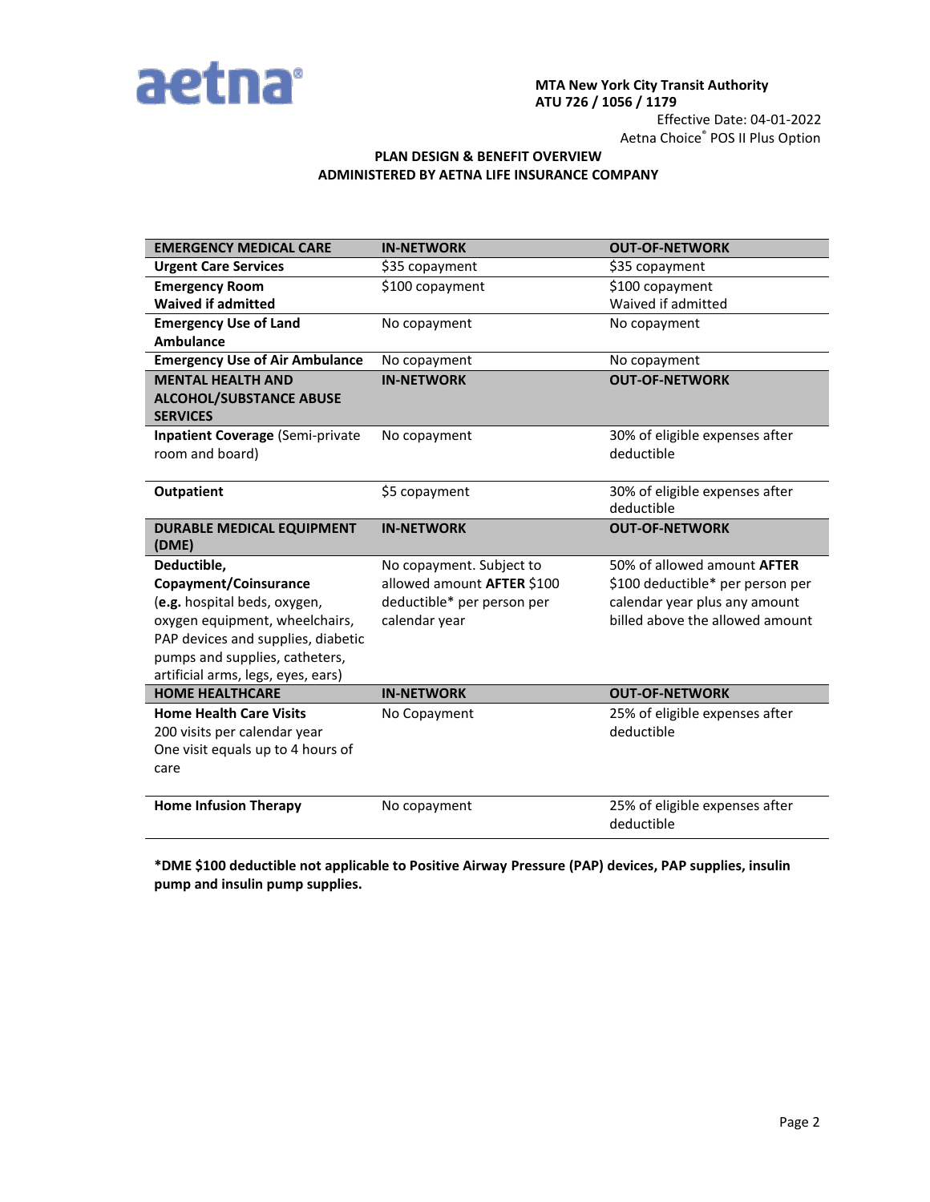MTA New York City Transit Authority
ATU 726 / 1056 / 1179

Effective Date: 04-01-2022
Aetna Choice® POS II Plus Option

**PLAN DESIGN & BENEFIT OVERVIEW**
**ADMINISTERED BY AETNA LIFE INSURANCE COMPANY**

| EMERGENCY MEDICAL CARE | IN-NETWORK | OUT-OF-NETWORK |
|---|---|---|
| **Urgent Care Services** | $35 copayment | $35 copayment |
| **Emergency Room** **Waived if admitted** | $100 copayment | $100 copayment Waived if admitted |
| **Emergency Use of Land Ambulance** | No copayment | No copayment |
| **Emergency Use of Air Ambulance** | No copayment | No copayment |
| **MENTAL HEALTH AND ALCOHOL/SUBSTANCE ABUSE SERVICES** | **IN-NETWORK** | **OUT-OF-NETWORK** |
| **Inpatient Coverage** (Semi-private room and board) | No copayment | 30% of eligible expenses after deductible |
| **Outpatient** | $5 copayment | 30% of eligible expenses after deductible |
| **DURABLE MEDICAL EQUIPMENT (DME)** | **IN-NETWORK** | **OUT-OF-NETWORK** |
| **Deductible, Copayment/Coinsurance** (**e.g.** hospital beds, oxygen, oxygen equipment, wheelchairs, PAP devices and supplies, diabetic pumps and supplies, catheters, artificial arms, legs, eyes, ears) | No copayment. Subject to allowed amount **AFTER** $100 deductible* per person per calendar year | 50% of allowed amount **AFTER** $100 deductible* per person per calendar year plus any amount billed above the allowed amount |
| **HOME HEALTHCARE** | **IN-NETWORK** | **OUT-OF-NETWORK** |
| **Home Health Care Visits** 200 visits per calendar year One visit equals up to 4 hours of care | No Copayment | 25% of eligible expenses after deductible |
| **Home Infusion Therapy** | No copayment | 25% of eligible expenses after deductible |

**\*DME $100 deductible not applicable to Positive Airway Pressure (PAP) devices, PAP supplies, insulin pump and insulin pump supplies.**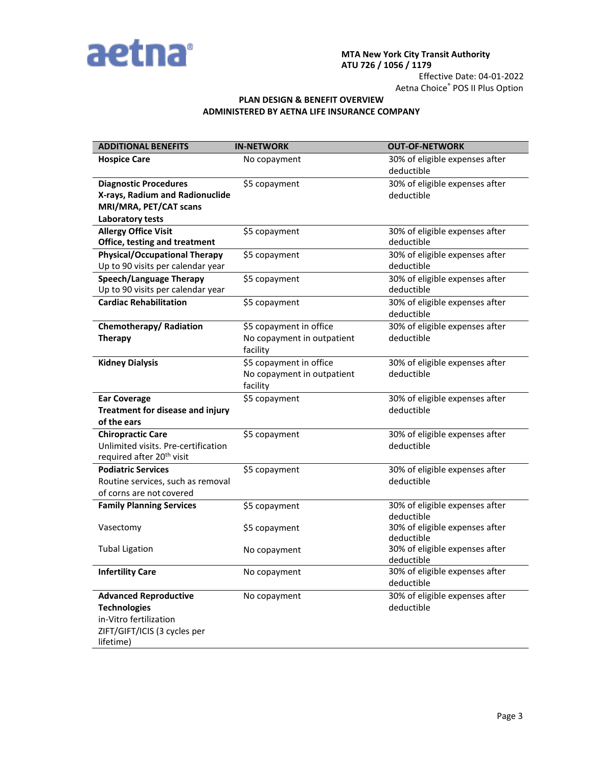aetna®

**MTA New York City Transit Authority**
**ATU 726 / 1056 / 1179**
Effective Date: 04-01-2022
Aetna Choice® POS II Plus Option

**PLAN DESIGN & BENEFIT OVERVIEW**
**ADMINISTERED BY AETNA LIFE INSURANCE COMPANY**

| ADDITIONAL BENEFITS | IN-NETWORK | OUT-OF-NETWORK |
|---|---|---|
| **Hospice Care** | No copayment | 30% of eligible expenses after deductible |
| **Diagnostic Procedures**<br>**X-rays, Radium and Radionuclide**<br>**MRI/MRA, PET/CAT scans**<br>**Laboratory tests** | $5 copayment | 30% of eligible expenses after deductible |
| **Allergy Office Visit**<br>**Office, testing and treatment** | $5 copayment | 30% of eligible expenses after deductible |
| **Physical/Occupational Therapy**<br>Up to 90 visits per calendar year | $5 copayment | 30% of eligible expenses after deductible |
| **Speech/Language Therapy**<br>Up to 90 visits per calendar year | $5 copayment | 30% of eligible expenses after deductible |
| **Cardiac Rehabilitation** | $5 copayment | 30% of eligible expenses after deductible |
| **Chemotherapy/ Radiation Therapy** | $5 copayment in office<br>No copayment in outpatient facility | 30% of eligible expenses after deductible |
| **Kidney Dialysis** | $5 copayment in office<br>No copayment in outpatient facility | 30% of eligible expenses after deductible |
| **Ear Coverage**<br>**Treatment for disease and injury of the ears** | $5 copayment | 30% of eligible expenses after deductible |
| **Chiropractic Care**<br>Unlimited visits. Pre-certification required after 20th visit | $5 copayment | 30% of eligible expenses after deductible |
| **Podiatric Services**<br>Routine services, such as removal of corns are not covered | $5 copayment | 30% of eligible expenses after deductible |
| **Family Planning Services** | $5 copayment | 30% of eligible expenses after deductible |
| Vasectomy | $5 copayment | 30% of eligible expenses after deductible |
| Tubal Ligation | No copayment | 30% of eligible expenses after deductible |
| **Infertility Care** | No copayment | 30% of eligible expenses after deductible |
| **Advanced Reproductive Technologies**<br>in-Vitro fertilization<br>ZIFT/GIFT/ICIS (3 cycles per lifetime) | No copayment | 30% of eligible expenses after deductible |